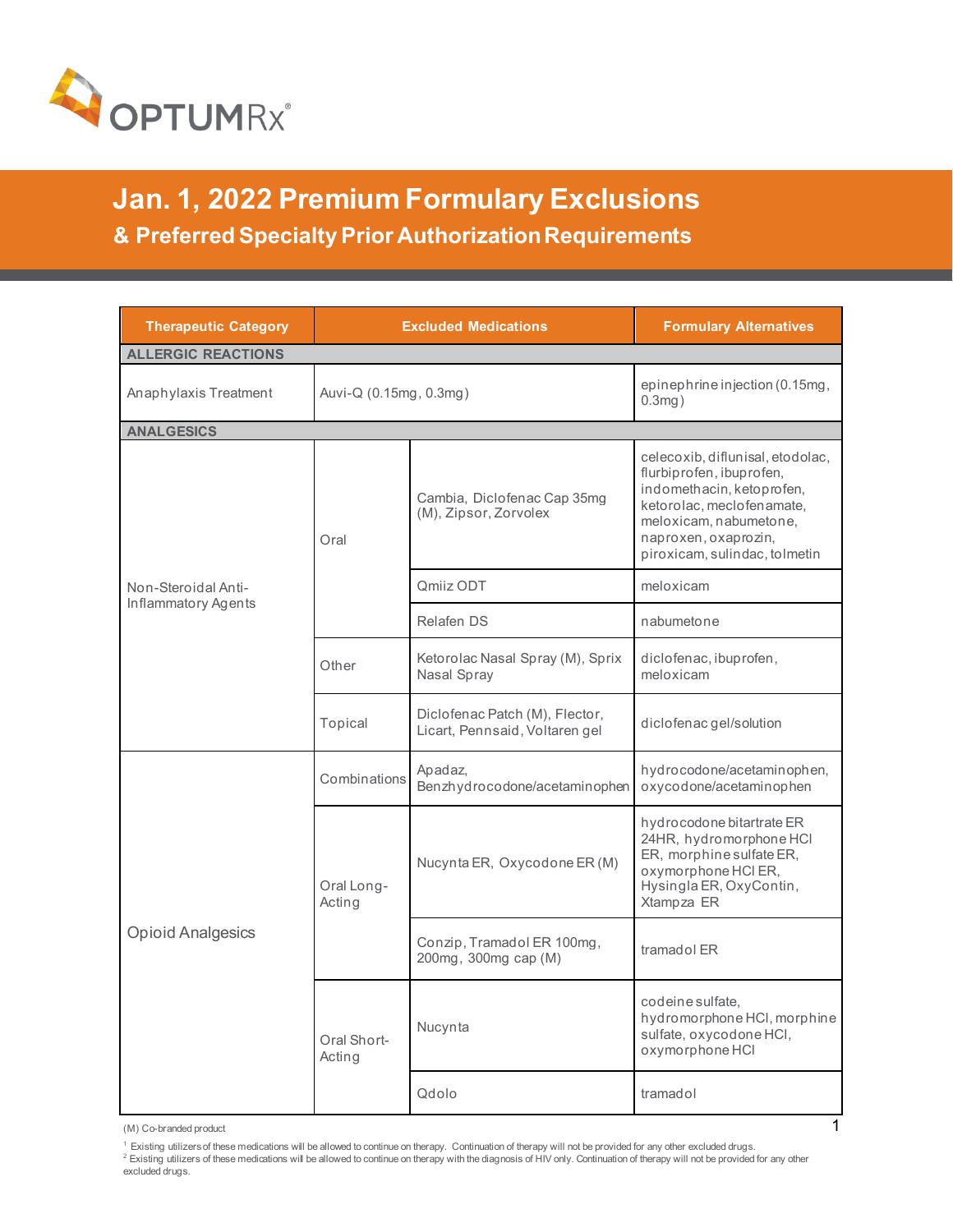# Jan. 1, 2022 Premium Formulary Exclusions

## & Preferred Specialty Prior Authorization Requirements

| Therapeutic Category | | Excluded Medications | Formulary Alternatives |
|---|---|---|---|
| **ALLERGIC REACTIONS** | | | |
| Anaphylaxis Treatment | | Auvi-Q (0.15mg, 0.3mg) | epinephrine injection (0.15mg, 0.3mg) |
| **ANALGESICS** | | | |
| Non-Steroidal Anti-Inflammatory Agents | Oral | Cambia, Diclofenac Cap 35mg (M), Zipsor, Zorvolex | celecoxib, diflunisal, etodolac, flurbiprofen, ibuprofen, indomethacin, ketoprofen, ketorolac, meclofenamate, meloxicam, nabumetone, naproxen, oxaprozin, piroxicam, sulindac, tolmetin |
| | | Qmiiz ODT | meloxicam |
| | | Relafen DS | nabumetone |
| | Other | Ketorolac Nasal Spray (M), Sprix Nasal Spray | diclofenac, ibuprofen, meloxicam |
| | Topical | Diclofenac Patch (M), Flector, Licart, Pennsaid, Voltaren gel | diclofenac gel/solution |
| Opioid Analgesics | Combinations | Apadaz, Benzhydrocodone/acetaminophen | hydrocodone/acetaminophen, oxycodone/acetaminophen |
| | Oral Long-Acting | Nucynta ER, Oxycodone ER (M) | hydrocodone bitartrate ER 24HR, hydromorphone HCl ER, morphine sulfate ER, oxymorphone HCl ER, Hysingla ER, OxyContin, Xtampza ER |
| | | Conzip, Tramadol ER 100mg, 200mg, 300mg cap (M) | tramadol ER |
| | Oral Short-Acting | Nucynta | codeine sulfate, hydromorphone HCl, morphine sulfate, oxycodone HCl, oxymorphone HCl |
| | | Qdolo | tramadol |

(M) Co-branded product

[1] Existing utilizers of these medications will be allowed to continue on therapy. Continuation of therapy will not be provided for any other excluded drugs.
[2] Existing utilizers of these medications will be allowed to continue on therapy with the diagnosis of HIV only. Continuation of therapy will not be provided for any other excluded drugs.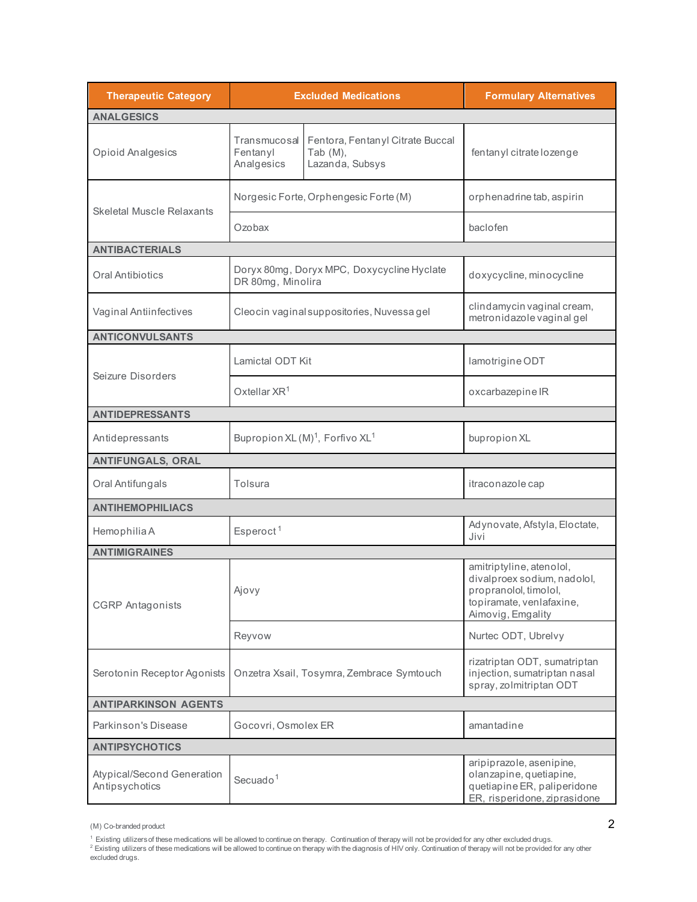| Therapeutic Category | Excluded Medications | Formulary Alternatives |
|---|---|---|
| **ANALGESICS** | | |
| Opioid Analgesics | Transmucosal Fentanyl Analgesics: Fentora, Fentanyl Citrate Buccal Tab (M), Lazanda, Subsys | fentanyl citrate lozenge |
| Skeletal Muscle Relaxants | Norgesic Forte, Orphengesic Forte (M) | orphenadrine tab, aspirin |
| | Ozobax | baclofen |
| **ANTIBACTERIALS** | | |
| Oral Antibiotics | Doryx 80mg, Doryx MPC, Doxycycline Hyclate DR 80mg, Minolira | doxycycline, minocycline |
| Vaginal Antiinfectives | Cleocin vaginal suppositories, Nuvessa gel | clindamycin vaginal cream, metronidazole vaginal gel |
| **ANTICONVULSANTS** | | |
| Seizure Disorders | Lamictal ODT Kit | lamotrigine ODT |
| | Oxtellar XR[1] | oxcarbazepine IR |
| **ANTIDEPRESSANTS** | | |
| Antidepressants | Bupropion XL (M)[1], Forfivo XL[1] | bupropion XL |
| **ANTIFUNGALS, ORAL** | | |
| Oral Antifungals | Tolsura | itraconazole cap |
| **ANTIHEMOPHILIACS** | | |
| Hemophilia A | Esperoct[1] | Adynovate, Afstyla, Eloctate, Jivi |
| **ANTIMIGRAINES** | | |
| CGRP Antagonists | Ajovy | amitriptyline, atenolol, divalproex sodium, nadolol, propranolol, timolol, topiramate, venlafaxine, Aimovig, Emgality |
| | Reyvow | Nurtec ODT, Ubrelvy |
| Serotonin Receptor Agonists | Onzetra Xsail, Tosymra, Zembrace Symtouch | rizatriptan ODT, sumatriptan injection, sumatriptan nasal spray, zolmitriptan ODT |
| **ANTIPARKINSON AGENTS** | | |
| Parkinson's Disease | Gocovri, Osmolex ER | amantadine |
| **ANTIPSYCHOTICS** | | |
| Atypical/Second Generation Antipsychotics | Secuado[1] | aripiprazole, asenipine, olanzapine, quetiapine, quetiapine ER, paliperidone ER, risperidone, ziprasidone |

(M) Co-branded product

[1] Existing utilizers of these medications will be allowed to continue on therapy. Continuation of therapy will not be provided for any other excluded drugs.
[2] Existing utilizers of these medications will be allowed to continue on therapy with the diagnosis of HIV only. Continuation of therapy will not be provided for any other excluded drugs.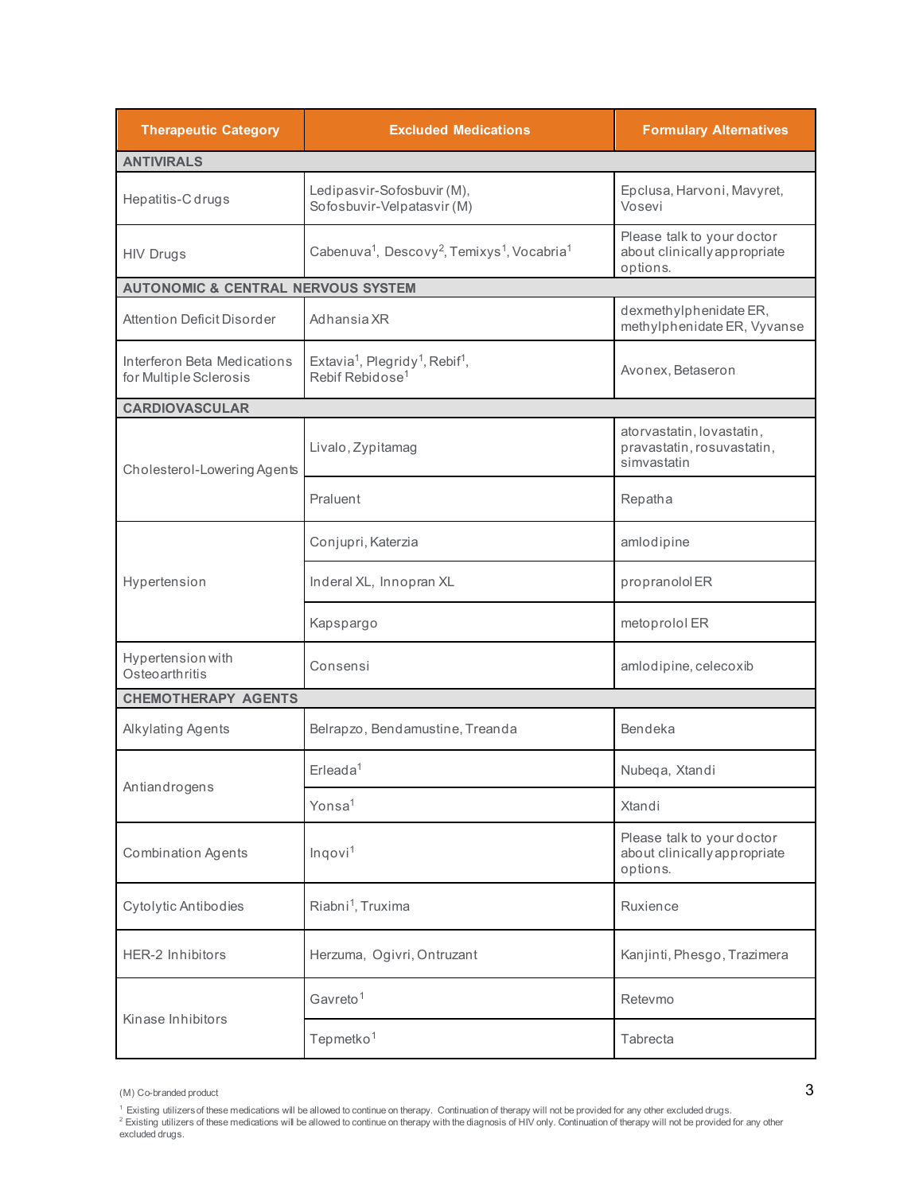| Therapeutic Category | Excluded Medications | Formulary Alternatives |
|---|---|---|
| **ANTIVIRALS** | | |
| Hepatitis-C drugs | Ledipasvir-Sofosbuvir (M), Sofosbuvir-Velpatasvir (M) | Epclusa, Harvoni, Mavyret, Vosevi |
| HIV Drugs | Cabenuva[1], Descovy[2], Temixys[1], Vocabria[1] | Please talk to your doctor about clinically appropriate options. |
| **AUTONOMIC & CENTRAL NERVOUS SYSTEM** | | |
| Attention Deficit Disorder | Adhansia XR | dexmethylphenidate ER, methylphenidate ER, Vyvanse |
| Interferon Beta Medications for Multiple Sclerosis | Extavia[1], Plegridy[1], Rebif[1], Rebif Rebidose[1] | Avonex, Betaseron |
| **CARDIOVASCULAR** | | |
| Cholesterol-Lowering Agents | Livalo, Zypitamag | atorvastatin, lovastatin, pravastatin, rosuvastatin, simvastatin |
| | Praluent | Repatha |
| Hypertension | Conjupri, Katerzia | amlodipine |
| | Inderal XL, Innopran XL | propranolol ER |
| | Kapspargo | metoprolol ER |
| Hypertension with Osteoarthritis | Consensi | amlodipine, celecoxib |
| **CHEMOTHERAPY AGENTS** | | |
| Alkylating Agents | Belrapzo, Bendamustine, Treanda | Bendeka |
| Antiandrogens | Erleada[1] | Nubeqa, Xtandi |
| | Yonsa[1] | Xtandi |
| Combination Agents | Inqovi[1] | Please talk to your doctor about clinically appropriate options. |
| Cytolytic Antibodies | Riabni[1], Truxima | Ruxience |
| HER-2 Inhibitors | Herzuma, Ogivri, Ontruzant | Kanjinti, Phesgo, Trazimera |
| Kinase Inhibitors | Gavreto[1] | Retevmo |
| | Tepmetko[1] | Tabrecta |

(M) Co-branded product

[1] Existing utilizers of these medications will be allowed to continue on therapy. Continuation of therapy will not be provided for any other excluded drugs.

[2] Existing utilizers of these medications will be allowed to continue on therapy with the diagnosis of HIV only. Continuation of therapy will not be provided for any other excluded drugs.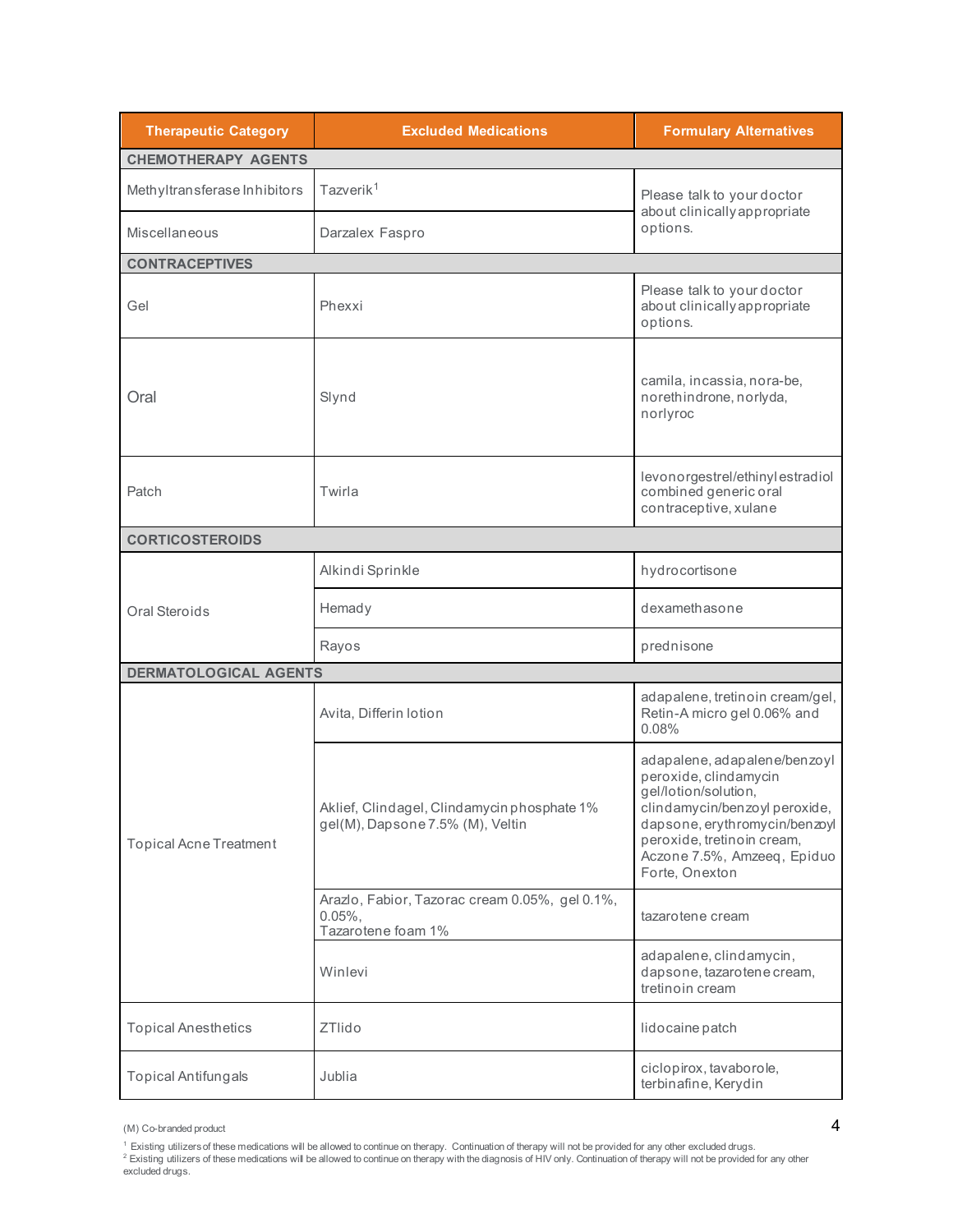| Therapeutic Category | Excluded Medications | Formulary Alternatives |
|---|---|---|
| **CHEMOTHERAPY AGENTS** | | |
| Methyltransferase Inhibitors | Tazverik[1] | Please talk to your doctor about clinically appropriate options. |
| Miscellaneous | Darzalex Faspro | |
| **CONTRACEPTIVES** | | |
| Gel | Phexxi | Please talk to your doctor about clinically appropriate options. |
| Oral | Slynd | camila, incassia, nora-be, norethindrone, norlyda, norlyroc |
| Patch | Twirla | levonorgestrel/ethinyl estradiol combined generic oral contraceptive, xulane |
| **CORTICOSTEROIDS** | | |
| Oral Steroids | Alkindi Sprinkle | hydrocortisone |
| | Hemady | dexamethasone |
| | Rayos | prednisone |
| **DERMATOLOGICAL AGENTS** | | |
| Topical Acne Treatment | Avita, Differin lotion | adapalene, tretinoin cream/gel, Retin-A micro gel 0.06% and 0.08% |
| | Aklief, Clindagel, Clindamycin phosphate 1% gel(M), Dapsone 7.5% (M), Veltin | adapalene, adapalene/benzoyl peroxide, clindamycin gel/lotion/solution, clindamycin/benzoyl peroxide, dapsone, erythromycin/benzoyl peroxide, tretinoin cream, Aczone 7.5%, Amzeeq, Epiduo Forte, Onexton |
| | Arazlo, Fabior, Tazorac cream 0.05%, gel 0.1%, 0.05%, Tazarotene foam 1% | tazarotene cream |
| | Winlevi | adapalene, clindamycin, dapsone, tazarotene cream, tretinoin cream |
| Topical Anesthetics | ZTlido | lidocaine patch |
| Topical Antifungals | Jublia | ciclopirox, tavaborole, terbinafine, Kerydin |

(M) Co-branded product

[1] Existing utilizers of these medications will be allowed to continue on therapy. Continuation of therapy will not be provided for any other excluded drugs.
[2] Existing utilizers of these medications will be allowed to continue on therapy with the diagnosis of HIV only. Continuation of therapy will not be provided for any other excluded drugs.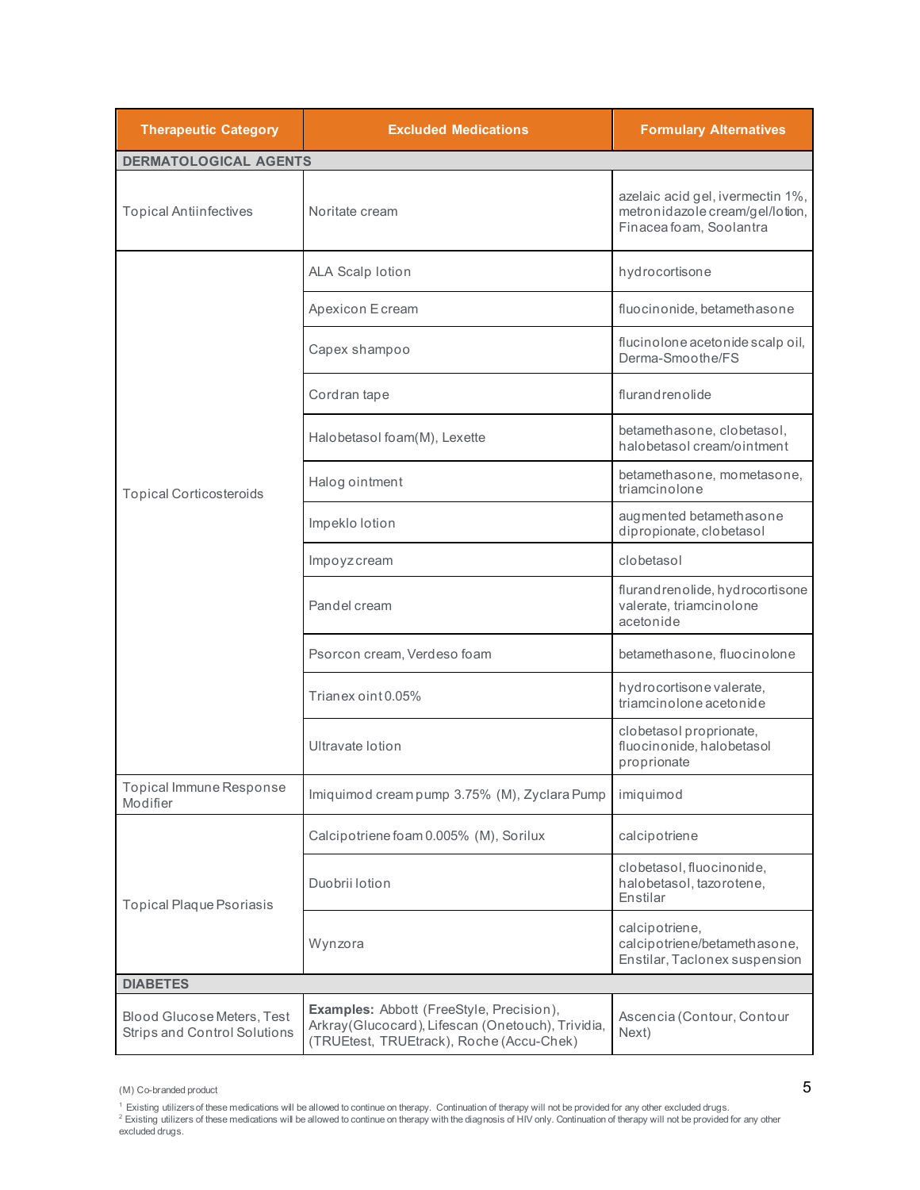| Therapeutic Category | Excluded Medications | Formulary Alternatives |
|---|---|---|
| **DERMATOLOGICAL AGENTS** | | |
| Topical Antiinfectives | Noritate cream | azelaic acid gel, ivermectin 1%, metronidazole cream/gel/lotion, Finacea foam, Soolantra |
| Topical Corticosteroids | ALA Scalp lotion | hydrocortisone |
| | Apexicon E cream | fluocinonide, betamethasone |
| | Capex shampoo | flucinolone acetonide scalp oil, Derma-Smoothe/FS |
| | Cordran tape | flurandrenolide |
| | Halobetasol foam(M), Lexette | betamethasone, clobetasol, halobetasol cream/ointment |
| | Halog ointment | betamethasone, mometasone, triamcinolone |
| | Impeklo lotion | augmented betamethasone dipropionate, clobetasol |
| | Impoyz cream | clobetasol |
| | Pandel cream | flurandrenolide, hydrocortisone valerate, triamcinolone acetonide |
| | Psorcon cream, Verdeso foam | betamethasone, fluocinolone |
| | Trianex oint 0.05% | hydrocortisone valerate, triamcinolone acetonide |
| | Ultravate lotion | clobetasol proprionate, fluocinonide, halobetasol proprionate |
| Topical Immune Response Modifier | Imiquimod cream pump 3.75% (M), Zyclara Pump | imiquimod |
| Topical Plaque Psoriasis | Calcipotriene foam 0.005% (M), Sorilux | calcipotriene |
| | Duobrii lotion | clobetasol, fluocinonide, halobetasol, tazorotene, Enstilar |
| | Wynzora | calcipotriene, calcipotriene/betamethasone, Enstilar, Taclonex suspension |
| **DIABETES** | | |
| Blood Glucose Meters, Test Strips and Control Solutions | **Examples:** Abbott (FreeStyle, Precision), Arkray (Glucocard), Lifescan (Onetouch), Trividia, (TRUEtest, TRUEtrack), Roche (Accu-Chek) | Ascencia (Contour, Contour Next) |

(M) Co-branded product

[1] Existing utilizers of these medications will be allowed to continue on therapy. Continuation of therapy will not be provided for any other excluded drugs.
[2] Existing utilizers of these medications will be allowed to continue on therapy with the diagnosis of HIV only. Continuation of therapy will not be provided for any other excluded drugs.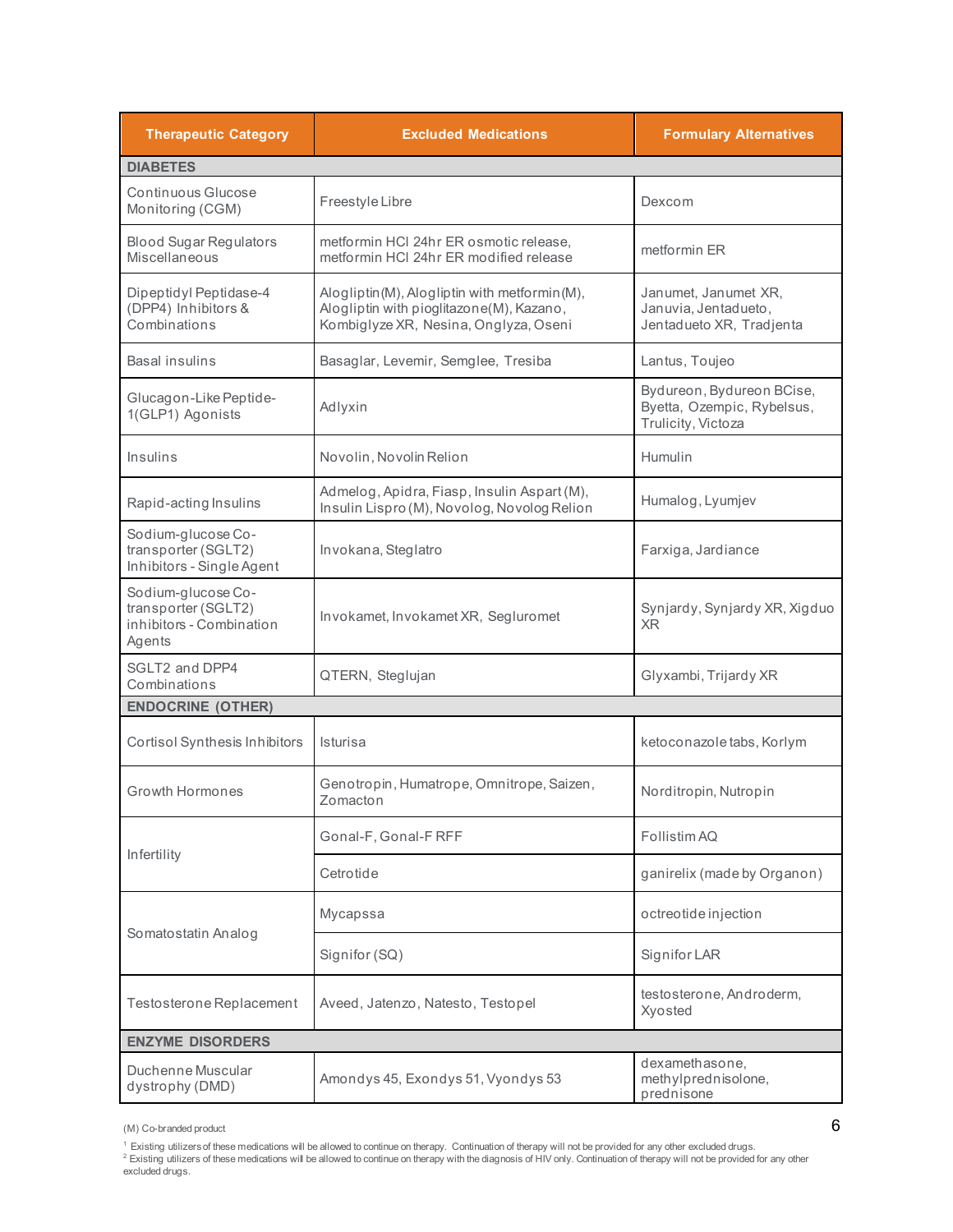| Therapeutic Category | Excluded Medications | Formulary Alternatives |
|---|---|---|
| **DIABETES** | | |
| Continuous Glucose Monitoring (CGM) | Freestyle Libre | Dexcom |
| Blood Sugar Regulators Miscellaneous | metformin HCl 24hr ER osmotic release, metformin HCl 24hr ER modified release | metformin ER |
| Dipeptidyl Peptidase-4 (DPP4) Inhibitors & Combinations | Alogliptin(M), Alogliptin with metformin(M), Alogliptin with pioglitazone(M), Kazano, Kombiglyze XR, Nesina, Onglyza, Oseni | Janumet, Janumet XR, Januvia, Jentadueto, Jentadueto XR, Tradjenta |
| Basal insulins | Basaglar, Levemir, Semglee, Tresiba | Lantus, Toujeo |
| Glucagon-Like Peptide-1(GLP1) Agonists | Adlyxin | Bydureon, Bydureon BCise, Byetta, Ozempic, Rybelsus, Trulicity, Victoza |
| Insulins | Novolin, Novolin Relion | Humulin |
| Rapid-acting Insulins | Admelog, Apidra, Fiasp, Insulin Aspart (M), Insulin Lispro (M), Novolog, Novolog Relion | Humalog, Lyumjev |
| Sodium-glucose Co-transporter (SGLT2) Inhibitors - Single Agent | Invokana, Steglatro | Farxiga, Jardiance |
| Sodium-glucose Co-transporter (SGLT2) inhibitors - Combination Agents | Invokamet, Invokamet XR, Segluromet | Synjardy, Synjardy XR, Xigduo XR |
| SGLT2 and DPP4 Combinations | QTERN, Steglujan | Glyxambi, Trijardy XR |
| **ENDOCRINE (OTHER)** | | |
| Cortisol Synthesis Inhibitors | Isturisa | ketoconazole tabs, Korlym |
| Growth Hormones | Genotropin, Humatrope, Omnitrope, Saizen, Zomacton | Norditropin, Nutropin |
| Infertility | Gonal-F, Gonal-F RFF | Follistim AQ |
| | Cetrotide | ganirelix (made by Organon) |
| Somatostatin Analog | Mycapssa | octreotide injection |
| | Signifor (SQ) | Signifor LAR |
| Testosterone Replacement | Aveed, Jatenzo, Natesto, Testopel | testosterone, Androderm, Xyosted |
| **ENZYME DISORDERS** | | |
| Duchenne Muscular dystrophy (DMD) | Amondys 45, Exondys 51, Vyondys 53 | dexamethasone, methylprednisolone, prednisone |

(M) Co-branded product

[1] Existing utilizers of these medications will be allowed to continue on therapy. Continuation of therapy will not be provided for any other excluded drugs.
[2] Existing utilizers of these medications will be allowed to continue on therapy with the diagnosis of HIV only. Continuation of therapy will not be provided for any other excluded drugs.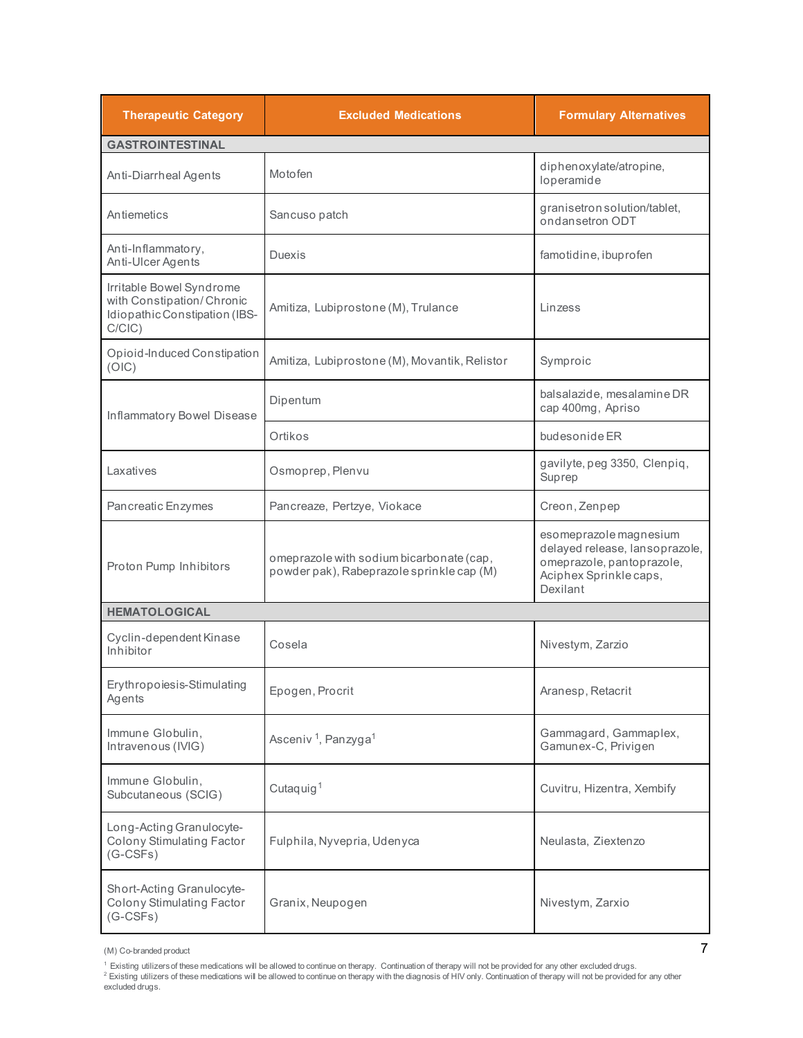| Therapeutic Category | Excluded Medications | Formulary Alternatives |
|---|---|---|
| **GASTROINTESTINAL** | | |
| Anti-Diarrheal Agents | Motofen | diphenoxylate/atropine, loperamide |
| Antiemetics | Sancuso patch | granisetron solution/tablet, ondansetron ODT |
| Anti-Inflammatory, Anti-Ulcer Agents | Duexis | famotidine, ibuprofen |
| Irritable Bowel Syndrome with Constipation/Chronic Idiopathic Constipation (IBS-C/CIC) | Amitiza, Lubiprostone (M), Trulance | Linzess |
| Opioid-Induced Constipation (OIC) | Amitiza, Lubiprostone (M), Movantik, Relistor | Symproic |
| Inflammatory Bowel Disease | Dipentum | balsalazide, mesalamine DR cap 400mg, Apriso |
| | Ortikos | budesonide ER |
| Laxatives | Osmoprep, Plenvu | gavilyte, peg 3350, Clenpiq, Suprep |
| Pancreatic Enzymes | Pancreaze, Pertzye, Viokace | Creon, Zenpep |
| Proton Pump Inhibitors | omeprazole with sodium bicarbonate (cap, powder pak), Rabeprazole sprinkle cap (M) | esomeprazole magnesium delayed release, lansoprazole, omeprazole, pantoprazole, Aciphex Sprinkle caps, Dexilant |
| **HEMATOLOGICAL** | | |
| Cyclin-dependent Kinase Inhibitor | Cosela | Nivestym, Zarzio |
| Erythropoiesis-Stimulating Agents | Epogen, Procrit | Aranesp, Retacrit |
| Immune Globulin, Intravenous (IVIG) | Asceniv [1], Panzyga[1] | Gammagard, Gammaplex, Gamunex-C, Privigen |
| Immune Globulin, Subcutaneous (SCIG) | Cutaquig[1] | Cuvitru, Hizentra, Xembify |
| Long-Acting Granulocyte-Colony Stimulating Factor (G-CSFs) | Fulphila, Nyvepria, Udenyca | Neulasta, Ziextenzo |
| Short-Acting Granulocyte-Colony Stimulating Factor (G-CSFs) | Granix, Neupogen | Nivestym, Zarxio |

(M) Co-branded product

[1] Existing utilizers of these medications will be allowed to continue on therapy. Continuation of therapy will not be provided for any other excluded drugs.
[2] Existing utilizers of these medications will be allowed to continue on therapy with the diagnosis of HIV only. Continuation of therapy will not be provided for any other excluded drugs.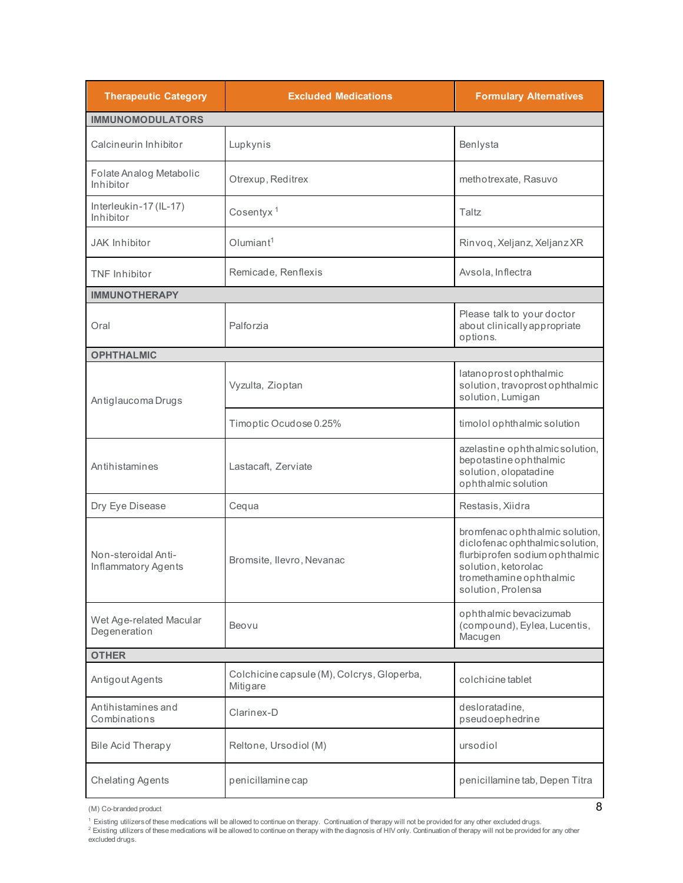| Therapeutic Category | Excluded Medications | Formulary Alternatives |
|---|---|---|
| **IMMUNOMODULATORS** | | |
| Calcineurin Inhibitor | Lupkynis | Benlysta |
| Folate Analog Metabolic Inhibitor | Otrexup, Reditrex | methotrexate, Rasuvo |
| Interleukin-17 (IL-17) Inhibitor | Cosentyx [1] | Taltz |
| JAK Inhibitor | Olumiant[1] | Rinvoq, Xeljanz, Xeljanz XR |
| TNF Inhibitor | Remicade, Renflexis | Avsola, Inflectra |
| **IMMUNOTHERAPY** | | |
| Oral | Palforzia | Please talk to your doctor about clinically appropriate options. |
| **OPHTHALMIC** | | |
| Antiglaucoma Drugs | Vyzulta, Zioptan | latanoprost ophthalmic solution, travoprost ophthalmic solution, Lumigan |
| | Timoptic Ocudose 0.25% | timolol ophthalmic solution |
| Antihistamines | Lastacaft, Zerviate | azelastine ophthalmic solution, bepotastine ophthalmic solution, olopatadine ophthalmic solution |
| Dry Eye Disease | Cequa | Restasis, Xiidra |
| Non-steroidal Anti-Inflammatory Agents | Bromsite, Ilevro, Nevanac | bromfenac ophthalmic solution, diclofenac ophthalmic solution, flurbiprofen sodium ophthalmic solution, ketorolac tromethamine ophthalmic solution, Prolensa |
| Wet Age-related Macular Degeneration | Beovu | ophthalmic bevacizumab (compound), Eylea, Lucentis, Macugen |
| **OTHER** | | |
| Antigout Agents | Colchicine capsule (M), Colcrys, Gloperba, Mitigare | colchicine tablet |
| Antihistamines and Combinations | Clarinex-D | desloratadine, pseudoephedrine |
| Bile Acid Therapy | Reltone, Ursodiol (M) | ursodiol |
| Chelating Agents | penicillamine cap | penicillamine tab, Depen Titra |

(M) Co-branded product

[1] Existing utilizers of these medications will be allowed to continue on therapy. Continuation of therapy will not be provided for any other excluded drugs.

[2] Existing utilizers of these medications will be allowed to continue on therapy with the diagnosis of HIV only. Continuation of therapy will not be provided for any other excluded drugs.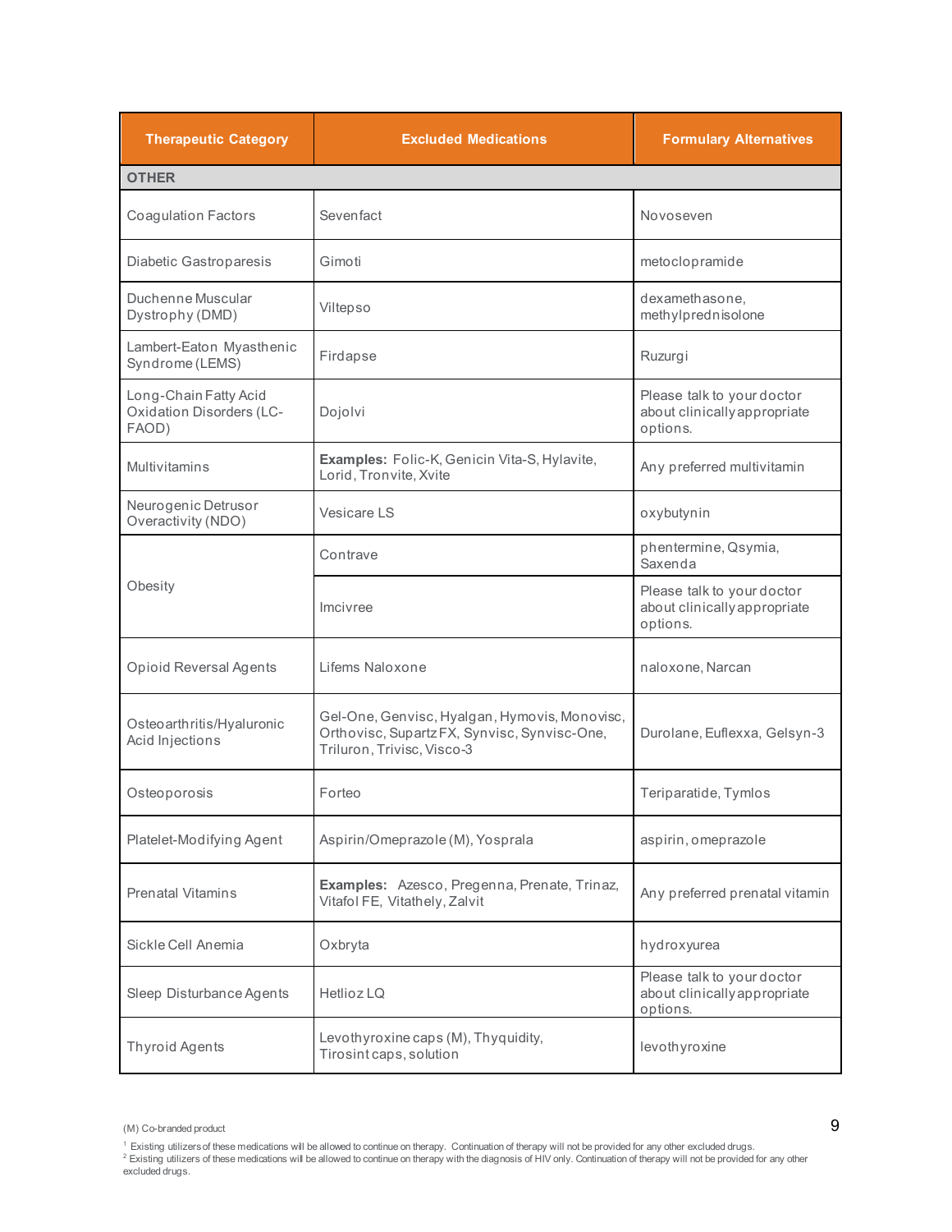| Therapeutic Category | Excluded Medications | Formulary Alternatives |
|---|---|---|
| **OTHER** | | |
| Coagulation Factors | Sevenfact | Novoseven |
| Diabetic Gastroparesis | Gimoti | metoclopramide |
| Duchenne Muscular Dystrophy (DMD) | Viltepso | dexamethasone, methylprednisolone |
| Lambert-Eaton Myasthenic Syndrome (LEMS) | Firdapse | Ruzurgi |
| Long-Chain Fatty Acid Oxidation Disorders (LC-FAOD) | Dojolvi | Please talk to your doctor about clinically appropriate options. |
| Multivitamins | **Examples:** Folic-K, Genicin Vita-S, Hylavite, Lorid, Tronvite, Xvite | Any preferred multivitamin |
| Neurogenic Detrusor Overactivity (NDO) | Vesicare LS | oxybutynin |
| Obesity | Contrave | phentermine, Qsymia, Saxenda |
| | Imcivree | Please talk to your doctor about clinically appropriate options. |
| Opioid Reversal Agents | Lifems Naloxone | naloxone, Narcan |
| Osteoarthritis/Hyaluronic Acid Injections | Gel-One, Genvisc, Hyalgan, Hymovis, Monovisc, Orthovisc, Supartz FX, Synvisc, Synvisc-One, Triluron, Trivisc, Visco-3 | Durolane, Euflexxa, Gelsyn-3 |
| Osteoporosis | Forteo | Teriparatide, Tymlos |
| Platelet-Modifying Agent | Aspirin/Omeprazole (M), Yosprala | aspirin, omeprazole |
| Prenatal Vitamins | **Examples:** Azesco, Pregenna, Prenate, Trinaz, Vitafol FE, Vitathely, Zalvit | Any preferred prenatal vitamin |
| Sickle Cell Anemia | Oxbryta | hydroxyurea |
| Sleep Disturbance Agents | Hetlioz LQ | Please talk to your doctor about clinically appropriate options. |
| Thyroid Agents | Levothyroxine caps (M), Thyquidity, Tirosint caps, solution | levothyroxine |

(M) Co-branded product

[1] Existing utilizers of these medications will be allowed to continue on therapy. Continuation of therapy will not be provided for any other excluded drugs.

[2] Existing utilizers of these medications will be allowed to continue on therapy with the diagnosis of HIV only. Continuation of therapy will not be provided for any other excluded drugs.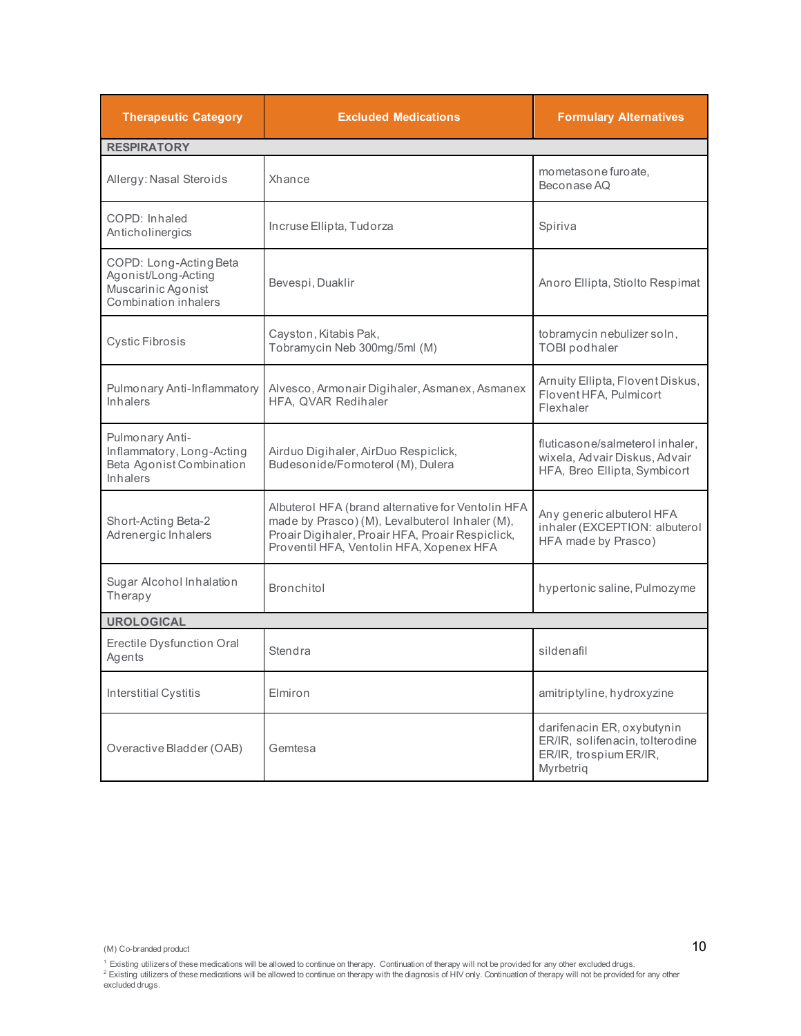| Therapeutic Category | Excluded Medications | Formulary Alternatives |
| --- | --- | --- |
| **RESPIRATORY** | | |
| Allergy: Nasal Steroids | Xhance | mometasone furoate, Beconase AQ |
| COPD: Inhaled Anticholinergics | Incruse Ellipta, Tudorza | Spiriva |
| COPD: Long-Acting Beta Agonist/Long-Acting Muscarinic Agonist Combination inhalers | Bevespi, Duaklir | Anoro Ellipta, Stiolto Respimat |
| Cystic Fibrosis | Cayston, Kitabis Pak, Tobramycin Neb 300mg/5ml (M) | tobramycin nebulizer soln, TOBI podhaler |
| Pulmonary Anti-Inflammatory Inhalers | Alvesco, Armonair Digihaler, Asmanex, Asmanex HFA, QVAR Redihaler | Arnuity Ellipta, Flovent Diskus, Flovent HFA, Pulmicort Flexhaler |
| Pulmonary Anti-Inflammatory, Long-Acting Beta Agonist Combination Inhalers | Airduo Digihaler, AirDuo Respiclick, Budesonide/Formoterol (M), Dulera | fluticasone/salmeterol inhaler, wixela, Advair Diskus, Advair HFA, Breo Ellipta, Symbicort |
| Short-Acting Beta-2 Adrenergic Inhalers | Albuterol HFA (brand alternative for Ventolin HFA made by Prasco) (M), Levalbuterol Inhaler (M), Proair Digihaler, Proair HFA, Proair Respiclick, Proventil HFA, Ventolin HFA, Xopenex HFA | Any generic albuterol HFA inhaler (EXCEPTION: albuterol HFA made by Prasco) |
| Sugar Alcohol Inhalation Therapy | Bronchitol | hypertonic saline, Pulmozyme |
| **UROLOGICAL** | | |
| Erectile Dysfunction Oral Agents | Stendra | sildenafil |
| Interstitial Cystitis | Elmiron | amitriptyline, hydroxyzine |
| Overactive Bladder (OAB) | Gemtesa | darifenacin ER, oxybutynin ER/IR, solifenacin, tolterodine ER/IR, trospium ER/IR, Myrbetriq |

(M) Co-branded product

[1] Existing utilizers of these medications will be allowed to continue on therapy. Continuation of therapy will not be provided for any other excluded drugs.
[2] Existing utilizers of these medications will be allowed to continue on therapy with the diagnosis of HIV only. Continuation of therapy will not be provided for any other excluded drugs.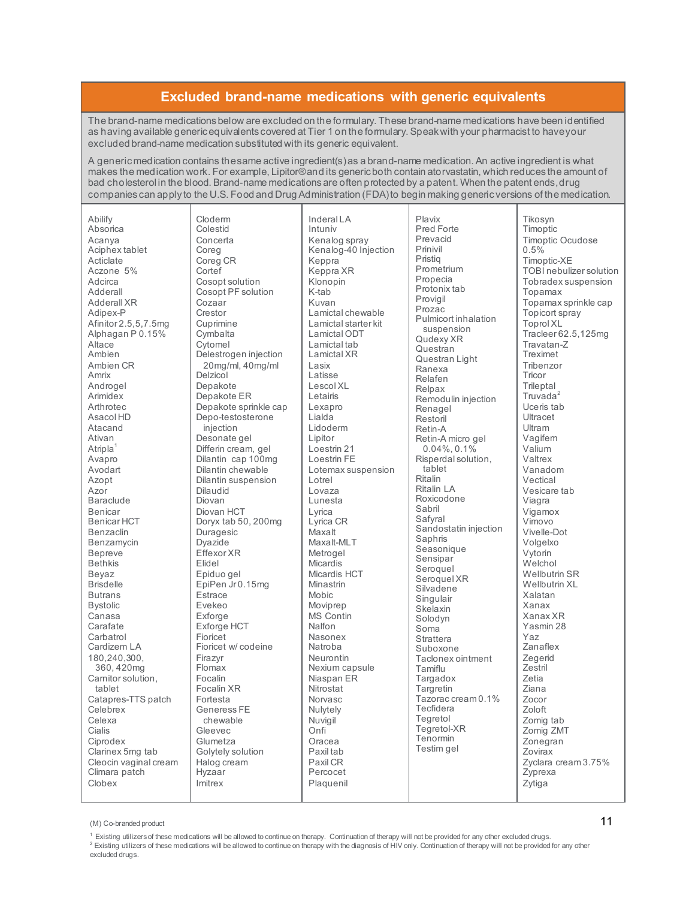## Excluded brand-name medications with generic equivalents

The brand-name medications below are excluded on the formulary. These brand-name medications have been identified as having available generic equivalents covered at Tier 1 on the formulary. Speak with your pharmacist to have your excluded brand-name medication substituted with its generic equivalent.

A generic medication contains the same active ingredient(s) as a brand-name medication. An active ingredient is what makes the medication work. For example, Lipitor® and its generic both contain atorvastatin, which reduces the amount of bad cholesterol in the blood. Brand-name medications are often protected by a patent. When the patent ends, drug companies can apply to the U.S. Food and Drug Administration (FDA) to begin making generic versions of the medication.

Abilify
Absorica
Acanya
Aciphex tablet
Acticlate
Aczone 5%
Adcirca
Adderall
Adderall XR
Adipex-P
Afinitor 2.5,5,7.5mg
Alphagan P 0.15%
Altace
Ambien
Ambien CR
Amrix
Androgel
Arimidex
Arthrotec
Asacol HD
Atacand
Ativan
Atripla[1]
Avapro
Avodart
Azopt
Azor
Baraclude
Benicar
Benicar HCT
Benzaclin
Benzamycin
Bepreve
Bethkis
Beyaz
Brisdelle
Butrans
Bystolic
Canasa
Carafate
Carbatrol
Cardizem LA 180,240,300, 360, 420mg
Carnitor solution, tablet
Catapres-TTS patch
Celebrex
Celexa
Cialis
Ciprodex
Clarinex 5mg tab
Cleocin vaginal cream
Climara patch
Clobex
Cloderm
Colestid
Concerta
Coreg
Coreg CR
Cortef
Cosopt solution
Cosopt PF solution
Cozaar
Crestor
Cuprimine
Cymbalta
Cytomel
Delestrogen injection 20mg/ml, 40mg/ml
Delzicol
Depakote
Depakote ER
Depakote sprinkle cap
Depo-testosterone injection
Desonate gel
Differin cream, gel
Dilantin cap 100mg
Dilantin chewable
Dilantin suspension
Dilaudid
Diovan
Diovan HCT
Doryx tab 50, 200mg
Duragesic
Dyazide
Effexor XR
Elidel
Epiduo gel
EpiPen Jr 0.15mg
Estrace
Evekeo
Exforge
Exforge HCT
Fioricet
Fioricet w/ codeine
Firazyr
Flomax
Focalin
Focalin XR
Fortesta
Generess FE chewable
Gleevec
Glumetza
Golytely solution
Halog cream
Hyzaar
Imitrex
Inderal LA
Intuniv
Kenalog spray
Kenalog-40 Injection
Keppra
Keppra XR
Klonopin
K-tab
Kuvan
Lamictal chewable
Lamictal starter kit
Lamictal ODT
Lamictal tab
Lamictal XR
Lasix
Latisse
Lescol XL
Letairis
Lexapro
Lialda
Lidoderm
Lipitor
Loestrin 21
Loestrin FE
Lotemax suspension
Lotrel
Lovaza
Lunesta
Lyrica
Lyrica CR
Maxalt
Maxalt-MLT
Metrogel
Micardis
Micardis HCT
Minastrin
Mobic
Moviprep
MS Contin
Nalfon
Nasonex
Natroba
Neurontin
Nexium capsule
Niaspan ER
Nitrostat
Norvasc
Nulytely
Nuvigil
Onfi
Oracea
Paxil tab
Paxil CR
Percocet
Plaquenil
Plavix
Pred Forte
Prevacid
Prinivil
Pristiq
Prometrium
Propecia
Protonix tab
Provigil
Prozac
Pulmicort inhalation suspension
Qudexy XR
Questran
Questran Light
Ranexa
Relafen
Relpax
Remodulin injection
Renagel
Restoril
Retin-A
Retin-A micro gel 0.04%, 0.1%
Risperdal solution, tablet
Ritalin
Ritalin LA
Roxicodone
Sabril
Safyral
Sandostatin injection
Saphris
Seasonique
Sensipar
Seroquel
Seroquel XR
Silvadene
Singulair
Skelaxin
Solodyn
Soma
Strattera
Suboxone
Taclonex ointment
Tamiflu
Targadox
Targretin
Tazorac cream 0.1%
Tecfidera
Tegretol
Tegretol-XR
Tenormin
Testim gel
Tikosyn
Timoptic
Timoptic Ocudose 0.5%
Timoptic-XE
TOBI nebulizer solution
Tobradex suspension
Topamax
Topamax sprinkle cap
Topicort spray
Toprol XL
Tracleer 62.5,125mg
Travatan-Z
Treximet
Tribenzor
Tricor
Trileptal
Truvada[2]
Uceris tab
Ultracet
Ultram
Vagifem
Valium
Valtrex
Vanadom
Vectical
Vesicare tab
Viagra
Vigamox
Vimovo
Vivelle-Dot
Volgelxo
Vytorin
Welchol
Wellbutrin SR
Wellbutrin XL
Xalatan
Xanax
Xanax XR
Yasmin 28
Yaz
Zanaflex
Zegerid
Zestril
Zetia
Ziana
Zocor
Zoloft
Zomig tab
Zomig ZMT
Zonegran
Zovirax
Zyclara cream 3.75%
Zyprexa
Zytiga

(M) Co-branded product

[1] Existing utilizers of these medications will be allowed to continue on therapy. Continuation of therapy will not be provided for any other excluded drugs.

[2] Existing utilizers of these medications will be allowed to continue on therapy with the diagnosis of HIV only. Continuation of therapy will not be provided for any other excluded drugs.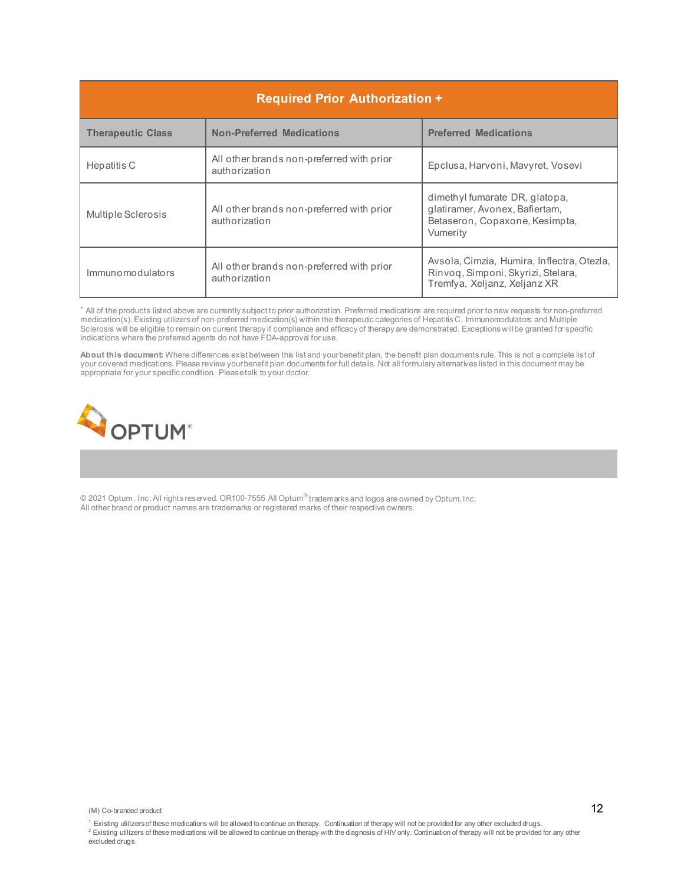## Required Prior Authorization +

| Therapeutic Class | Non-Preferred Medications | Preferred Medications |
| --- | --- | --- |
| Hepatitis C | All other brands non-preferred with prior authorization | Epclusa, Harvoni, Mavyret, Vosevi |
| Multiple Sclerosis | All other brands non-preferred with prior authorization | dimethyl fumarate DR, glatopa, glatiramer, Avonex, Bafiertam, Betaseron, Copaxone, Kesimpta, Vumerity |
| Immunomodulators | All other brands non-preferred with prior authorization | Avsola, Cimzia, Humira, Inflectra, Otezla, Rinvoq, Simponi, Skyrizi, Stelara, Tremfya, Xeljanz, Xeljanz XR |

[+] All of the products listed above are currently subject to prior authorization. Preferred medications are required prior to new requests for non-preferred medication(s). Existing utilizers of non-preferred medication(s) within the therapeutic categories of Hepatitis C, Immunomodulators and Multiple Sclerosis will be eligible to remain on current therapy if compliance and efficacy of therapy are demonstrated. Exceptions will be granted for specific indications where the preferred agents do not have FDA-approval for use.

**About this document:** Where differences exist between this list and your benefit plan, the benefit plan documents rule. This is not a complete list of your covered medications. Please review your benefit plan documents for full details. Not all formulary alternatives listed in this document may be appropriate for your specific condition. Please talk to your doctor.

OPTUM®

© 2021 Optum, Inc. All rights reserved. OR100-7555 All Optum® trademarks and logos are owned by Optum, Inc. All other brand or product names are trademarks or registered marks of their respective owners.

(M) Co-branded product

[1] Existing utilizers of these medications will be allowed to continue on therapy. Continuation of therapy will not be provided for any other excluded drugs.

[2] Existing utilizers of these medications will be allowed to continue on therapy with the diagnosis of HIV only. Continuation of therapy will not be provided for any other excluded drugs.